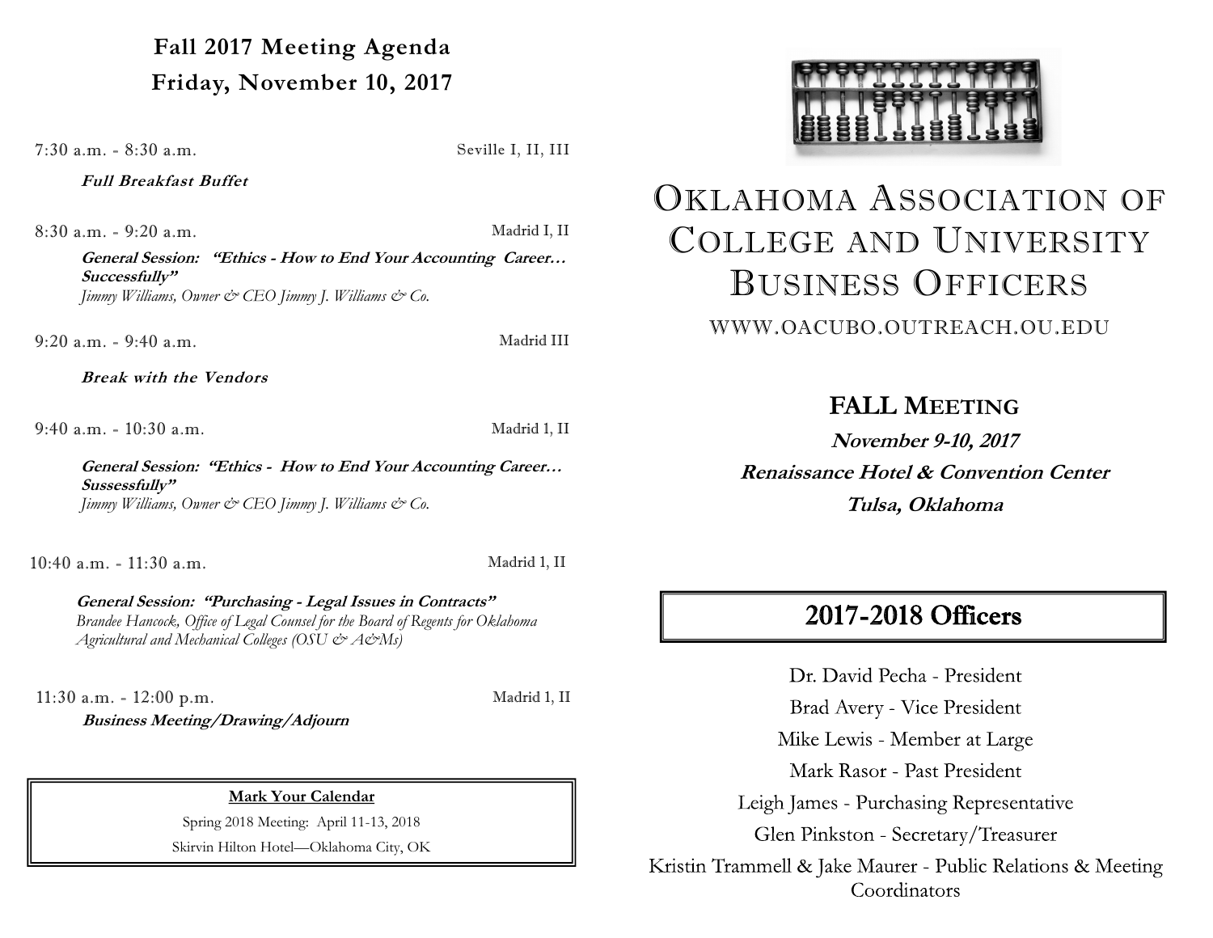## Fall 2017 Meeting Agenda

## Friday, November 10, 2017

7:30 a.m. - 8:30 a.m. — Seville I, II, III

***Full Breakfast Buffet***

8:30 a.m. - 9:20 a.m. — Madrid I, II

***General Session: "Ethics - How to End Your Accounting Career… Successfully"***
*Jimmy Williams, Owner & CEO Jimmy J. Williams & Co.*

9:20 a.m. - 9:40 a.m. — Madrid III

***Break with the Vendors***

9:40 a.m. - 10:30 a.m. — Madrid 1, II

***General Session: "Ethics - How to End Your Accounting Career… Sussessfully"***
*Jimmy Williams, Owner & CEO Jimmy J. Williams & Co.*

10:40 a.m. - 11:30 a.m. — Madrid 1, II

***General Session: "Purchasing - Legal Issues in Contracts"***
*Brandee Hancock, Office of Legal Counsel for the Board of Regents for Oklahoma Agricultural and Mechanical Colleges (OSU & A&Ms)*

11:30 a.m. - 12:00 p.m. — Madrid 1, II

***Business Meeting/Drawing/Adjourn***

**Mark Your Calendar**

Spring 2018 Meeting: April 11-13, 2018

Skirvin Hilton Hotel—Oklahoma City, OK

# Oklahoma Association of College and University Business Officers

WWW.OACUBO.OUTREACH.OU.EDU

## FALL MEETING

***November 9-10, 2017***

***Renaissance Hotel & Convention Center***

***Tulsa, Oklahoma***

## 2017-2018 Officers

Dr. David Pecha - President

Brad Avery - Vice President

Mike Lewis - Member at Large

Mark Rasor - Past President

Leigh James - Purchasing Representative

Glen Pinkston - Secretary/Treasurer

Kristin Trammell & Jake Maurer - Public Relations & Meeting Coordinators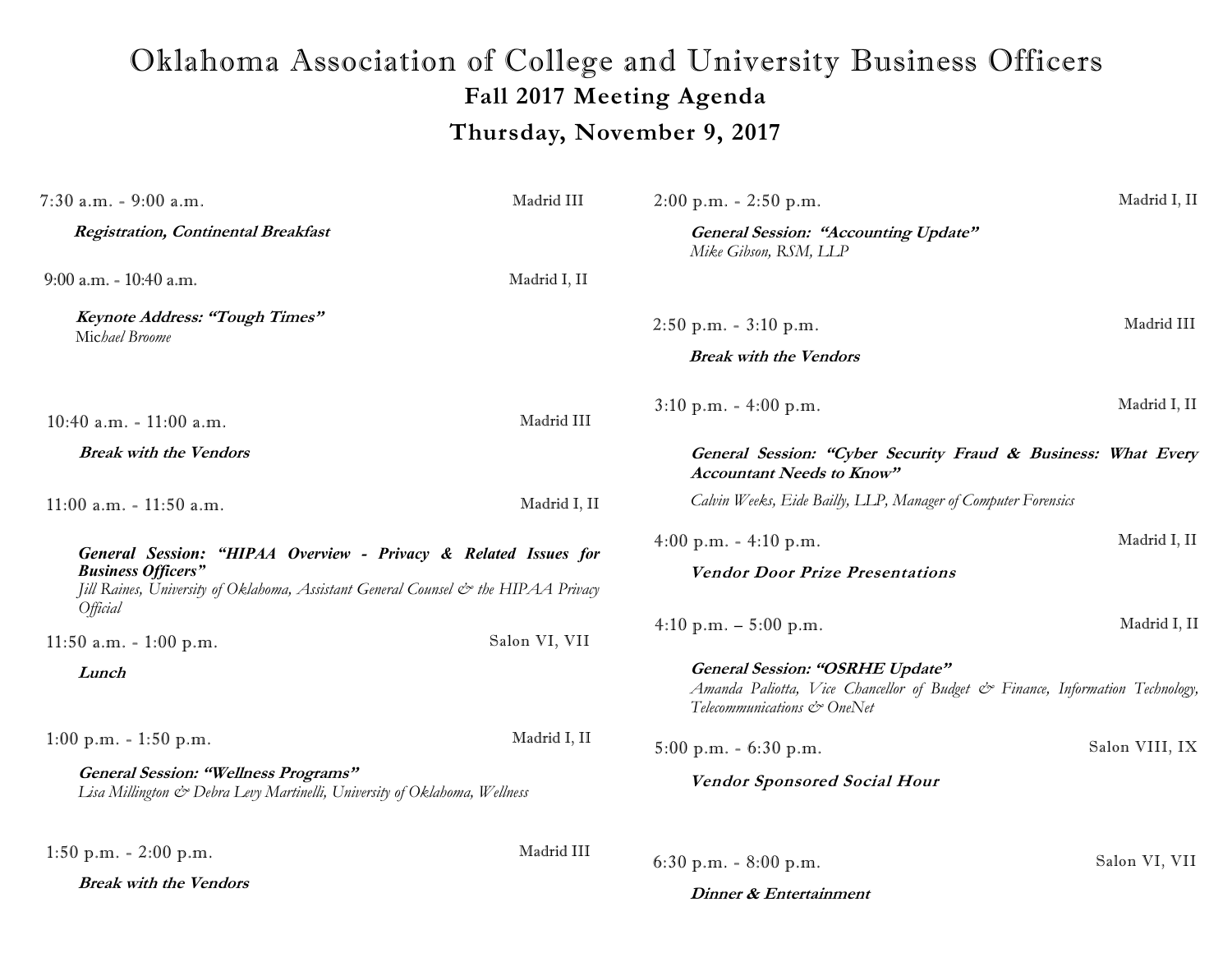# Oklahoma Association of College and University Business Officers

## Fall 2017 Meeting Agenda

## Thursday, November 9, 2017

7:30 a.m. - 9:00 a.m. — Madrid III

***Registration, Continental Breakfast***

9:00 a.m. - 10:40 a.m. — Madrid I, II

***Keynote Address: "Tough Times"***
*Michael Broome*

10:40 a.m. - 11:00 a.m. — Madrid III

***Break with the Vendors***

11:00 a.m. - 11:50 a.m. — Madrid I, II

***General Session: "HIPAA Overview - Privacy & Related Issues for Business Officers"***
*Jill Raines, University of Oklahoma, Assistant General Counsel & the HIPAA Privacy Official*

11:50 a.m. - 1:00 p.m. — Salon VI, VII

***Lunch***

1:00 p.m. - 1:50 p.m. — Madrid I, II

***General Session: "Wellness Programs"***
*Lisa Millington & Debra Levy Martinelli, University of Oklahoma, Wellness*

1:50 p.m. - 2:00 p.m. — Madrid III

***Break with the Vendors***

2:00 p.m. - 2:50 p.m. — Madrid I, II

***General Session: "Accounting Update"***
*Mike Gibson, RSM, LLP*

2:50 p.m. - 3:10 p.m. — Madrid III

***Break with the Vendors***

3:10 p.m. - 4:00 p.m. — Madrid I, II

***General Session: "Cyber Security Fraud & Business: What Every Accountant Needs to Know"***

*Calvin Weeks, Eide Bailly, LLP, Manager of Computer Forensics*

4:00 p.m. - 4:10 p.m. — Madrid I, II

***Vendor Door Prize Presentations***

4:10 p.m. – 5:00 p.m. — Madrid I, II

***General Session: "OSRHE Update"***
*Amanda Paliotta, Vice Chancellor of Budget & Finance, Information Technology, Telecommunications & OneNet*

5:00 p.m. - 6:30 p.m. — Salon VIII, IX

***Vendor Sponsored Social Hour***

6:30 p.m. - 8:00 p.m. — Salon VI, VII

***Dinner & Entertainment***